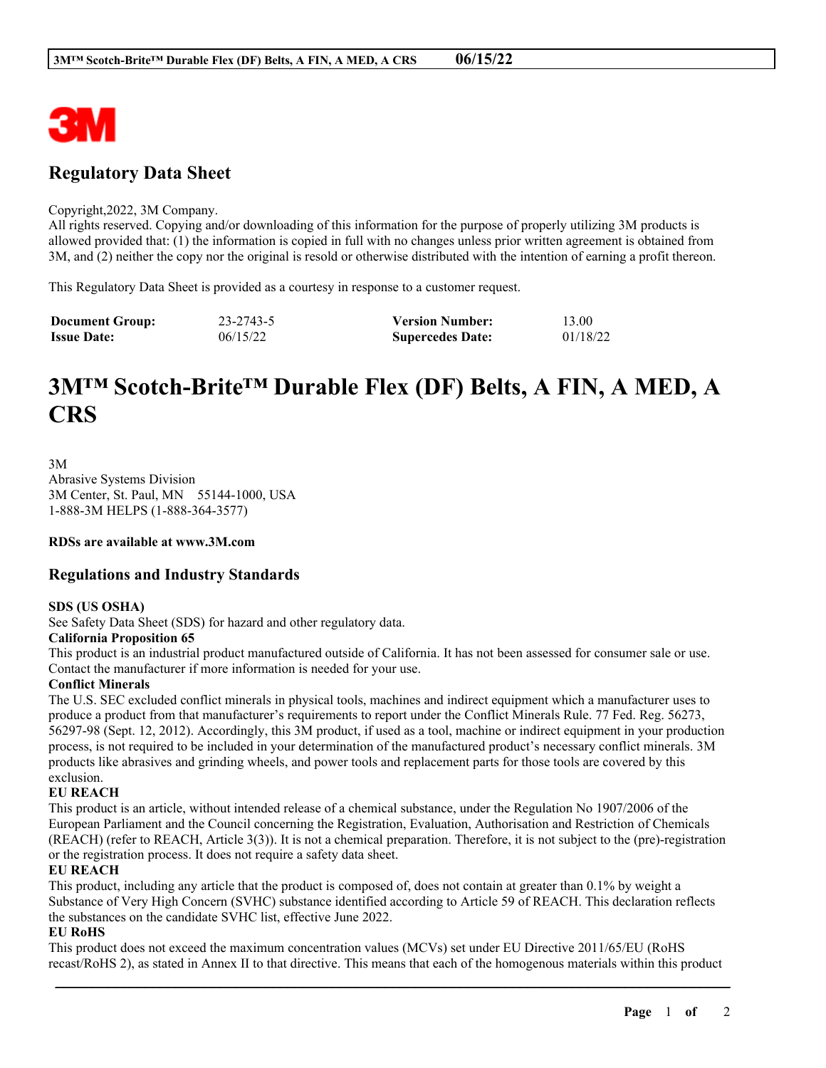## Regulatory Data Sheet

Copyright,2022, 3M Company.
All rights reserved. Copying and/or downloading of this information for the purpose of properly utilizing 3M products is allowed provided that: (1) the information is copied in full with no changes unless prior written agreement is obtained from 3M, and (2) neither the copy nor the original is resold or otherwise distributed with the intention of earning a profit thereon.

This Regulatory Data Sheet is provided as a courtesy in response to a customer request.

| **Document Group:** | 23-2743-5 | **Version Number:** | 13.00 |
|---|---|---|---|
| **Issue Date:** | 06/15/22 | **Supercedes Date:** | 01/18/22 |

# 3M™ Scotch-Brite™ Durable Flex (DF) Belts, A FIN, A MED, A CRS

3M
Abrasive Systems Division
3M Center, St. Paul, MN 55144-1000, USA
1-888-3M HELPS (1-888-364-3577)

**RDSs are available at www.3M.com**

## Regulations and Industry Standards

**SDS (US OSHA)**
See Safety Data Sheet (SDS) for hazard and other regulatory data.

**California Proposition 65**
This product is an industrial product manufactured outside of California. It has not been assessed for consumer sale or use. Contact the manufacturer if more information is needed for your use.

**Conflict Minerals**
The U.S. SEC excluded conflict minerals in physical tools, machines and indirect equipment which a manufacturer uses to produce a product from that manufacturer's requirements to report under the Conflict Minerals Rule. 77 Fed. Reg. 56273, 56297-98 (Sept. 12, 2012). Accordingly, this 3M product, if used as a tool, machine or indirect equipment in your production process, is not required to be included in your determination of the manufactured product's necessary conflict minerals. 3M products like abrasives and grinding wheels, and power tools and replacement parts for those tools are covered by this exclusion.

**EU REACH**
This product is an article, without intended release of a chemical substance, under the Regulation No 1907/2006 of the European Parliament and the Council concerning the Registration, Evaluation, Authorisation and Restriction of Chemicals (REACH) (refer to REACH, Article 3(3)). It is not a chemical preparation. Therefore, it is not subject to the (pre)-registration or the registration process. It does not require a safety data sheet.

**EU REACH**
This product, including any article that the product is composed of, does not contain at greater than 0.1% by weight a Substance of Very High Concern (SVHC) substance identified according to Article 59 of REACH. This declaration reflects the substances on the candidate SVHC list, effective June 2022.

**EU RoHS**
This product does not exceed the maximum concentration values (MCVs) set under EU Directive 2011/65/EU (RoHS recast/RoHS 2), as stated in Annex II to that directive. This means that each of the homogenous materials within this product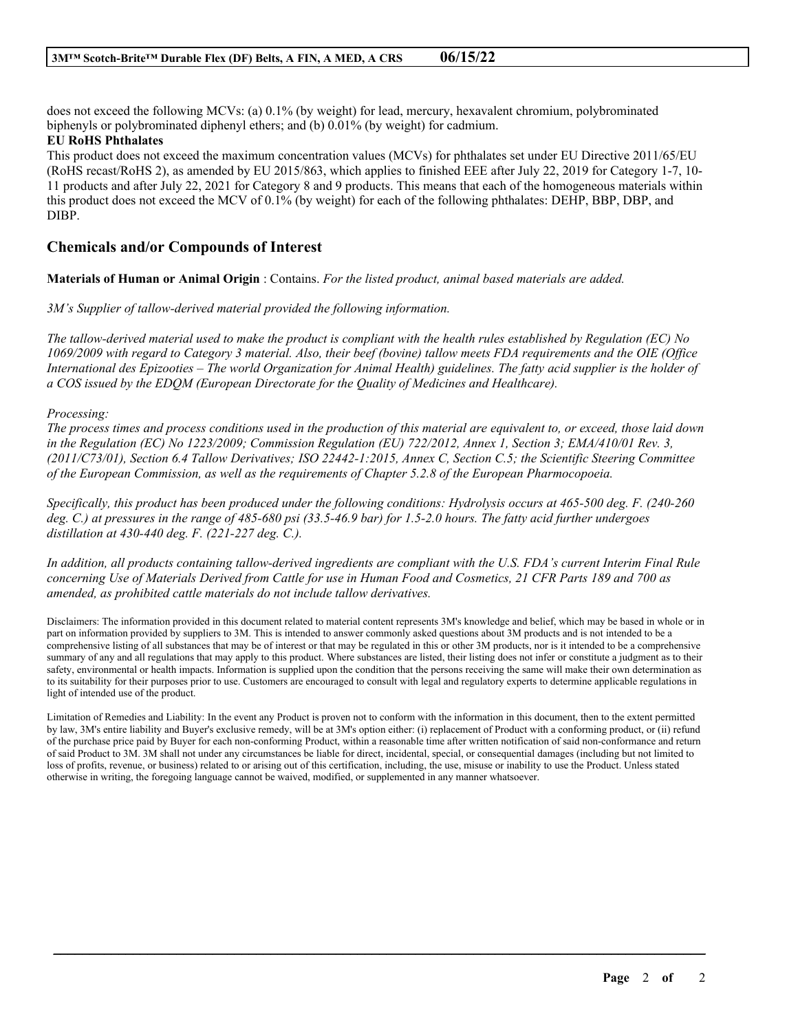does not exceed the following MCVs: (a) 0.1% (by weight) for lead, mercury, hexavalent chromium, polybrominated biphenyls or polybrominated diphenyl ethers; and (b) 0.01% (by weight) for cadmium.

**EU RoHS Phthalates**

This product does not exceed the maximum concentration values (MCVs) for phthalates set under EU Directive 2011/65/EU (RoHS recast/RoHS 2), as amended by EU 2015/863, which applies to finished EEE after July 22, 2019 for Category 1-7, 10-11 products and after July 22, 2021 for Category 8 and 9 products. This means that each of the homogeneous materials within this product does not exceed the MCV of 0.1% (by weight) for each of the following phthalates: DEHP, BBP, DBP, and DIBP.

## Chemicals and/or Compounds of Interest

**Materials of Human or Animal Origin** : Contains. *For the listed product, animal based materials are added.*

*3M's Supplier of tallow-derived material provided the following information.*

*The tallow-derived material used to make the product is compliant with the health rules established by Regulation (EC) No 1069/2009 with regard to Category 3 material. Also, their beef (bovine) tallow meets FDA requirements and the OIE (Office International des Epizooties – The world Organization for Animal Health) guidelines. The fatty acid supplier is the holder of a COS issued by the EDQM (European Directorate for the Quality of Medicines and Healthcare).*

*Processing:*

*The process times and process conditions used in the production of this material are equivalent to, or exceed, those laid down in the Regulation (EC) No 1223/2009; Commission Regulation (EU) 722/2012, Annex 1, Section 3; EMA/410/01 Rev. 3, (2011/C73/01), Section 6.4 Tallow Derivatives; ISO 22442-1:2015, Annex C, Section C.5; the Scientific Steering Committee of the European Commission, as well as the requirements of Chapter 5.2.8 of the European Pharmocopoeia.*

*Specifically, this product has been produced under the following conditions: Hydrolysis occurs at 465-500 deg. F. (240-260 deg. C.) at pressures in the range of 485-680 psi (33.5-46.9 bar) for 1.5-2.0 hours. The fatty acid further undergoes distillation at 430-440 deg. F. (221-227 deg. C.).*

*In addition, all products containing tallow-derived ingredients are compliant with the U.S. FDA's current Interim Final Rule concerning Use of Materials Derived from Cattle for use in Human Food and Cosmetics, 21 CFR Parts 189 and 700 as amended, as prohibited cattle materials do not include tallow derivatives.*

Disclaimers: The information provided in this document related to material content represents 3M's knowledge and belief, which may be based in whole or in part on information provided by suppliers to 3M. This is intended to answer commonly asked questions about 3M products and is not intended to be a comprehensive listing of all substances that may be of interest or that may be regulated in this or other 3M products, nor is it intended to be a comprehensive summary of any and all regulations that may apply to this product. Where substances are listed, their listing does not infer or constitute a judgment as to their safety, environmental or health impacts. Information is supplied upon the condition that the persons receiving the same will make their own determination as to its suitability for their purposes prior to use. Customers are encouraged to consult with legal and regulatory experts to determine applicable regulations in light of intended use of the product.

Limitation of Remedies and Liability: In the event any Product is proven not to conform with the information in this document, then to the extent permitted by law, 3M's entire liability and Buyer's exclusive remedy, will be at 3M's option either: (i) replacement of Product with a conforming product, or (ii) refund of the purchase price paid by Buyer for each non-conforming Product, within a reasonable time after written notification of said non-conformance and return of said Product to 3M. 3M shall not under any circumstances be liable for direct, incidental, special, or consequential damages (including but not limited to loss of profits, revenue, or business) related to or arising out of this certification, including, the use, misuse or inability to use the Product. Unless stated otherwise in writing, the foregoing language cannot be waived, modified, or supplemented in any manner whatsoever.